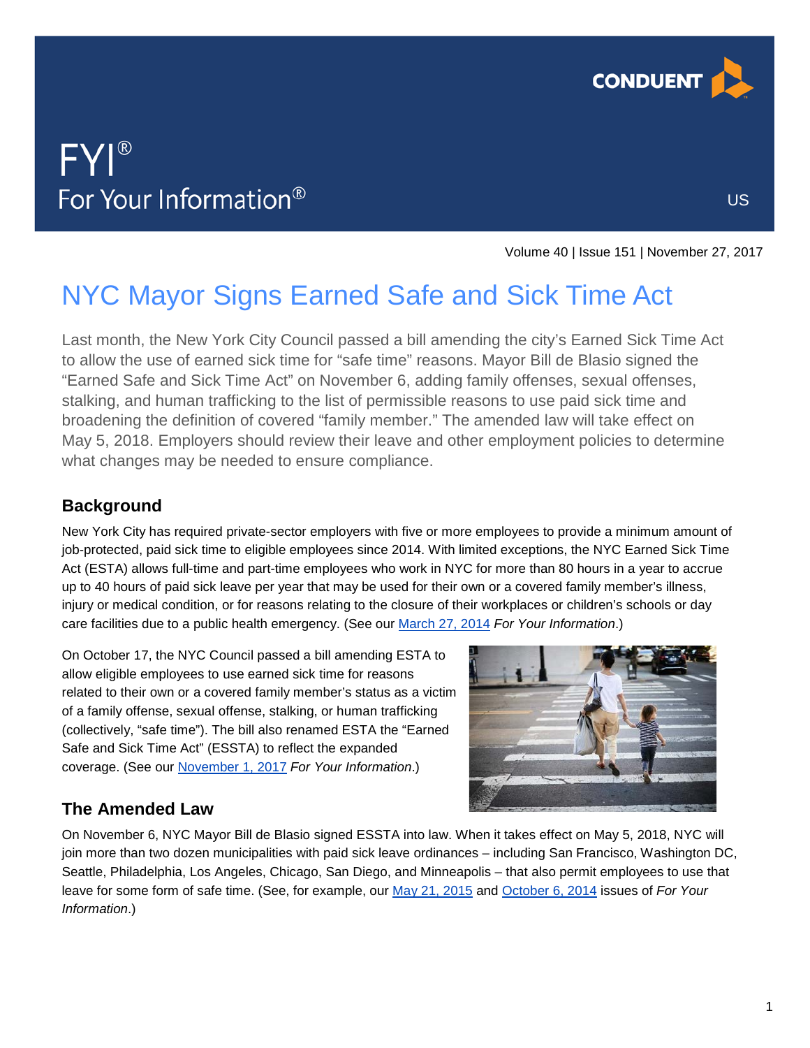# FYI®

For Your Information®

US

Volume 40 | Issue 151 | November 27, 2017

## NYC Mayor Signs Earned Safe and Sick Time Act

Last month, the New York City Council passed a bill amending the city's Earned Sick Time Act to allow the use of earned sick time for "safe time" reasons. Mayor Bill de Blasio signed the "Earned Safe and Sick Time Act" on November 6, adding family offenses, sexual offenses, stalking, and human trafficking to the list of permissible reasons to use paid sick time and broadening the definition of covered "family member." The amended law will take effect on May 5, 2018. Employers should review their leave and other employment policies to determine what changes may be needed to ensure compliance.

### Background

New York City has required private-sector employers with five or more employees to provide a minimum amount of job-protected, paid sick time to eligible employees since 2014. With limited exceptions, the NYC Earned Sick Time Act (ESTA) allows full-time and part-time employees who work in NYC for more than 80 hours in a year to accrue up to 40 hours of paid sick leave per year that may be used for their own or a covered family member's illness, injury or medical condition, or for reasons relating to the closure of their workplaces or children's schools or day care facilities due to a public health emergency. (See our March 27, 2014 *For Your Information*.)

On October 17, the NYC Council passed a bill amending ESTA to allow eligible employees to use earned sick time for reasons related to their own or a covered family member's status as a victim of a family offense, sexual offense, stalking, or human trafficking (collectively, "safe time"). The bill also renamed ESTA the "Earned Safe and Sick Time Act" (ESSTA) to reflect the expanded coverage. (See our November 1, 2017 *For Your Information*.)

### The Amended Law

On November 6, NYC Mayor Bill de Blasio signed ESSTA into law. When it takes effect on May 5, 2018, NYC will join more than two dozen municipalities with paid sick leave ordinances – including San Francisco, Washington DC, Seattle, Philadelphia, Los Angeles, Chicago, San Diego, and Minneapolis – that also permit employees to use that leave for some form of safe time. (See, for example, our May 21, 2015 and October 6, 2014 issues of *For Your Information*.)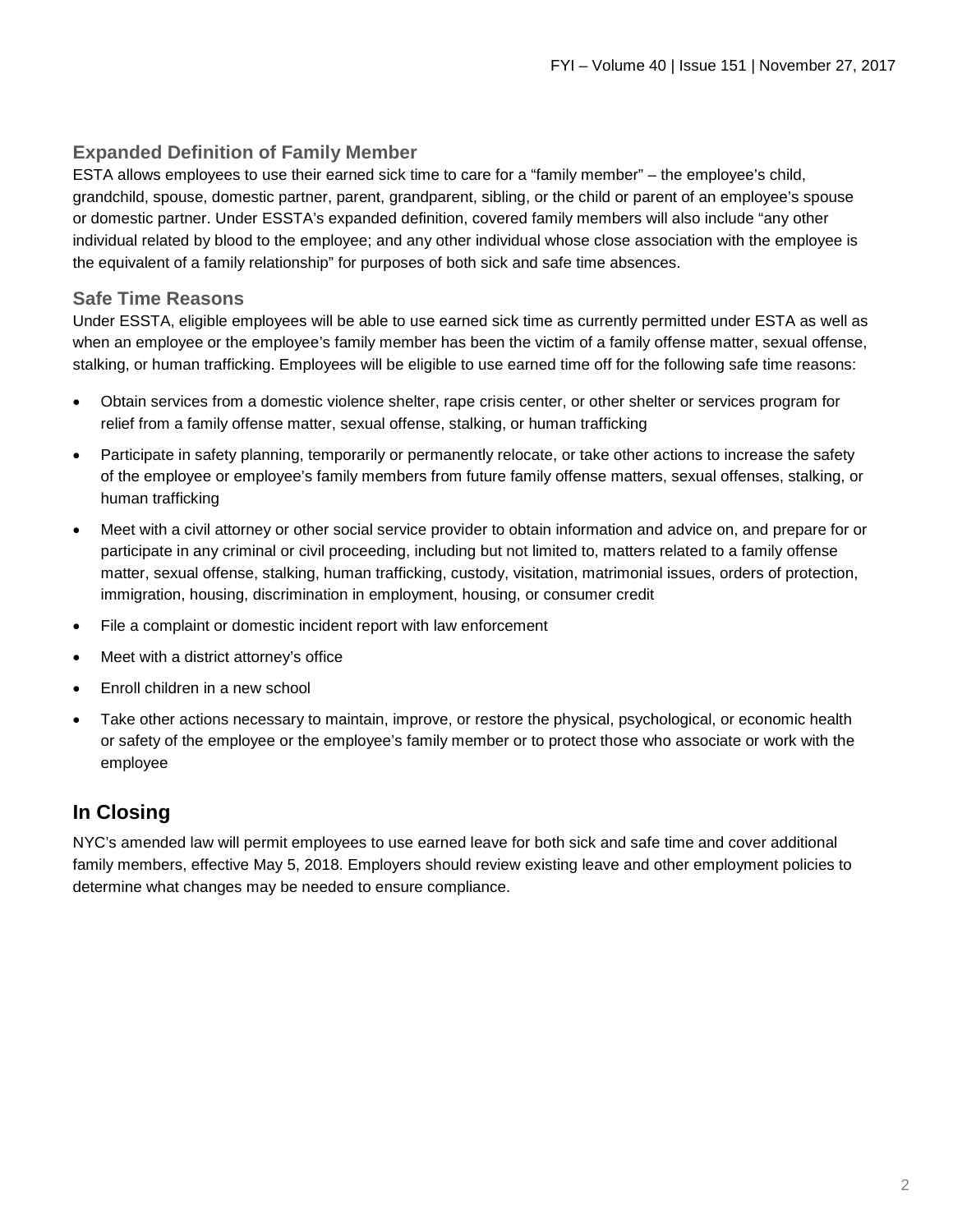### Expanded Definition of Family Member

ESTA allows employees to use their earned sick time to care for a "family member" – the employee's child, grandchild, spouse, domestic partner, parent, grandparent, sibling, or the child or parent of an employee's spouse or domestic partner. Under ESSTA's expanded definition, covered family members will also include "any other individual related by blood to the employee; and any other individual whose close association with the employee is the equivalent of a family relationship" for purposes of both sick and safe time absences.

### Safe Time Reasons

Under ESSTA, eligible employees will be able to use earned sick time as currently permitted under ESTA as well as when an employee or the employee's family member has been the victim of a family offense matter, sexual offense, stalking, or human trafficking. Employees will be eligible to use earned time off for the following safe time reasons:

- Obtain services from a domestic violence shelter, rape crisis center, or other shelter or services program for relief from a family offense matter, sexual offense, stalking, or human trafficking
- Participate in safety planning, temporarily or permanently relocate, or take other actions to increase the safety of the employee or employee's family members from future family offense matters, sexual offenses, stalking, or human trafficking
- Meet with a civil attorney or other social service provider to obtain information and advice on, and prepare for or participate in any criminal or civil proceeding, including but not limited to, matters related to a family offense matter, sexual offense, stalking, human trafficking, custody, visitation, matrimonial issues, orders of protection, immigration, housing, discrimination in employment, housing, or consumer credit
- File a complaint or domestic incident report with law enforcement
- Meet with a district attorney's office
- Enroll children in a new school
- Take other actions necessary to maintain, improve, or restore the physical, psychological, or economic health or safety of the employee or the employee's family member or to protect those who associate or work with the employee

## In Closing

NYC's amended law will permit employees to use earned leave for both sick and safe time and cover additional family members, effective May 5, 2018. Employers should review existing leave and other employment policies to determine what changes may be needed to ensure compliance.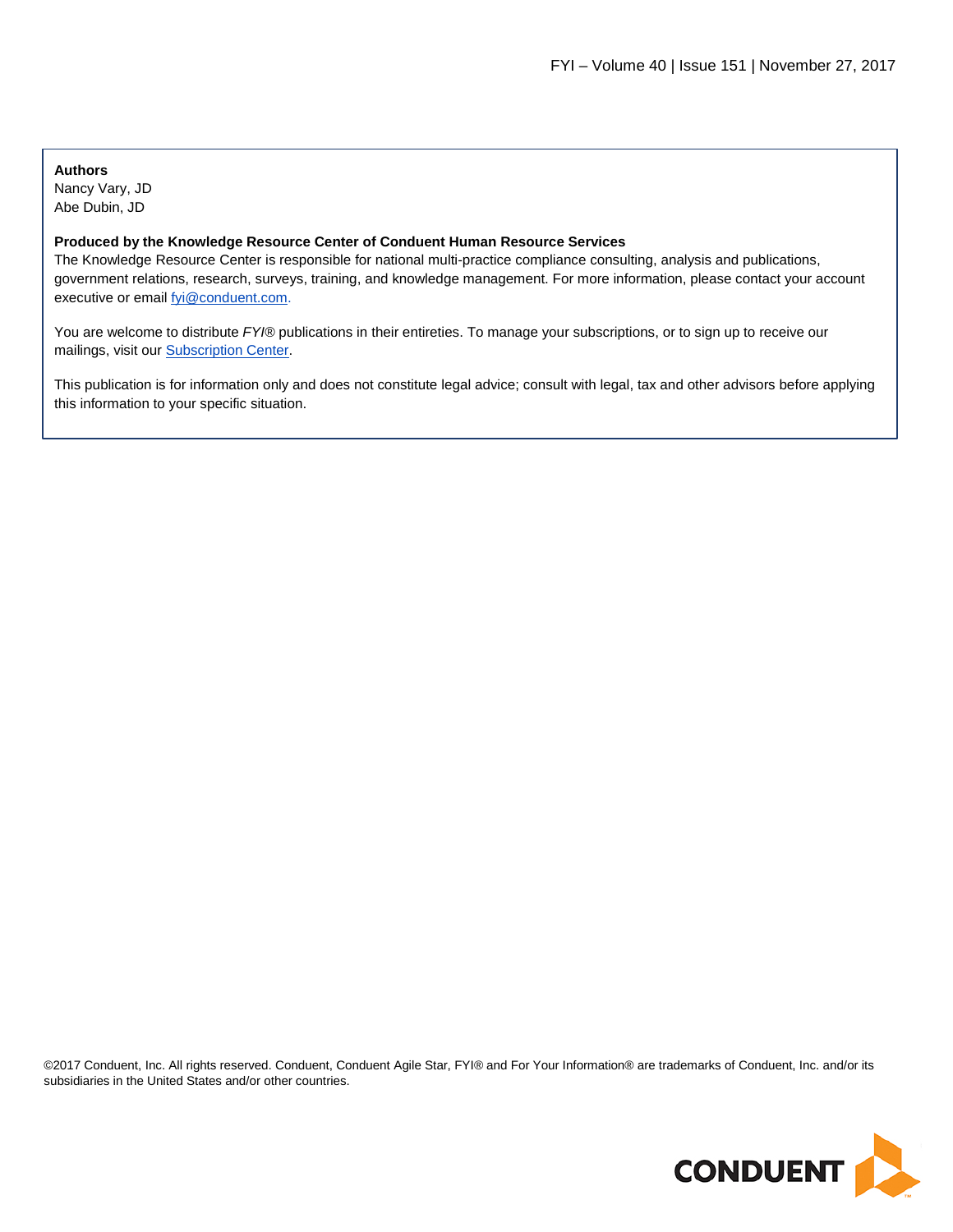**Authors**
Nancy Vary, JD
Abe Dubin, JD

**Produced by the Knowledge Resource Center of Conduent Human Resource Services**
The Knowledge Resource Center is responsible for national multi-practice compliance consulting, analysis and publications, government relations, research, surveys, training, and knowledge management. For more information, please contact your account executive or email fyi@conduent.com.

You are welcome to distribute *FYI*® publications in their entireties. To manage your subscriptions, or to sign up to receive our mailings, visit our Subscription Center.

This publication is for information only and does not constitute legal advice; consult with legal, tax and other advisors before applying this information to your specific situation.

©2017 Conduent, Inc. All rights reserved. Conduent, Conduent Agile Star, FYI® and For Your Information® are trademarks of Conduent, Inc. and/or its subsidiaries in the United States and/or other countries.

CONDUENT